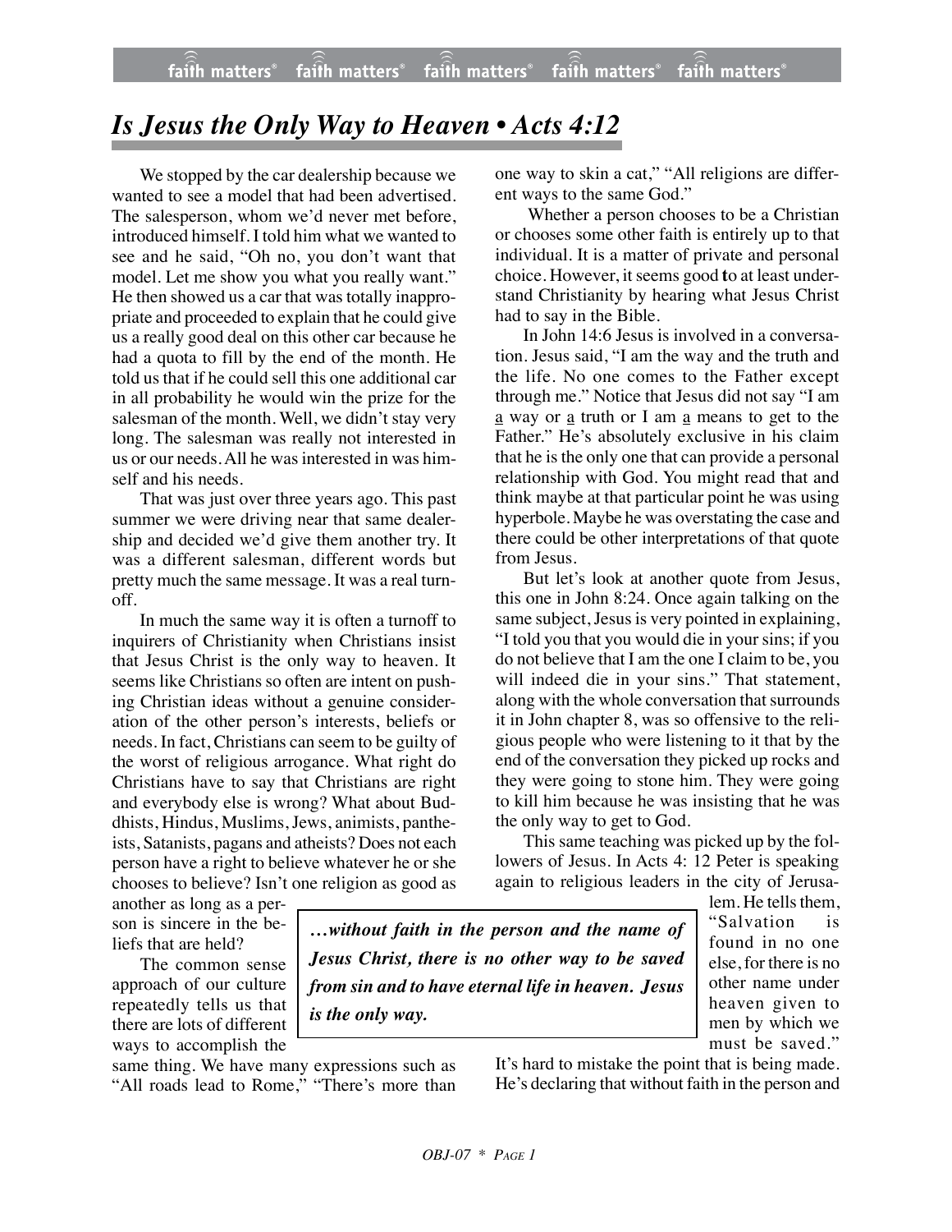# *Is Jesus the Only Way to Heaven • Acts 4:12*

We stopped by the car dealership because we wanted to see a model that had been advertised. The salesperson, whom we'd never met before, introduced himself. I told him what we wanted to see and he said, "Oh no, you don't want that model. Let me show you what you really want." He then showed us a car that was totally inappropriate and proceeded to explain that he could give us a really good deal on this other car because he had a quota to fill by the end of the month. He told us that if he could sell this one additional car in all probability he would win the prize for the salesman of the month. Well, we didn't stay very long. The salesman was really not interested in us or our needs. All he was interested in was himself and his needs.

That was just over three years ago. This past summer we were driving near that same dealership and decided we'd give them another try. It was a different salesman, different words but pretty much the same message. It was a real turn-off.

In much the same way it is often a turnoff to inquirers of Christianity when Christians insist that Jesus Christ is the only way to heaven. It seems like Christians so often are intent on pushing Christian ideas without a genuine consideration of the other person's interests, beliefs or needs. In fact, Christians can seem to be guilty of the worst of religious arrogance. What right do Christians have to say that Christians are right and everybody else is wrong? What about Buddhists, Hindus, Muslims, Jews, animists, pantheists, Satanists, pagans and atheists? Does not each person have a right to believe whatever he or she chooses to believe? Isn't one religion as good as another as long as a person is sincere in the beliefs that are held?

The common sense approach of our culture repeatedly tells us that there are lots of different ways to accomplish the same thing. We have many expressions such as "All roads lead to Rome," "There's more than one way to skin a cat," "All religions are different ways to the same God."

Whether a person chooses to be a Christian or chooses some other faith is entirely up to that individual. It is a matter of private and personal choice. However, it seems good to at least understand Christianity by hearing what Jesus Christ had to say in the Bible.

In John 14:6 Jesus is involved in a conversation. Jesus said, "I am the way and the truth and the life. No one comes to the Father except through me." Notice that Jesus did not say "I am a way or a truth or I am a means to get to the Father." He's absolutely exclusive in his claim that he is the only one that can provide a personal relationship with God. You might read that and think maybe at that particular point he was using hyperbole. Maybe he was overstating the case and there could be other interpretations of that quote from Jesus.

But let's look at another quote from Jesus, this one in John 8:24. Once again talking on the same subject, Jesus is very pointed in explaining, "I told you that you would die in your sins; if you do not believe that I am the one I claim to be, you will indeed die in your sins." That statement, along with the whole conversation that surrounds it in John chapter 8, was so offensive to the religious people who were listening to it that by the end of the conversation they picked up rocks and they were going to stone him. They were going to kill him because he was insisting that he was the only way to get to God.

This same teaching was picked up by the followers of Jesus. In Acts 4: 12 Peter is speaking again to religious leaders in the city of Jerusalem. He tells them, "Salvation is found in no one else, for there is no other name under heaven given to men by which we must be saved." It's hard to mistake the point that is being made. He's declaring that without faith in the person and

> ***…without faith in the person and the name of Jesus Christ, there is no other way to be saved from sin and to have eternal life in heaven. Jesus is the only way.***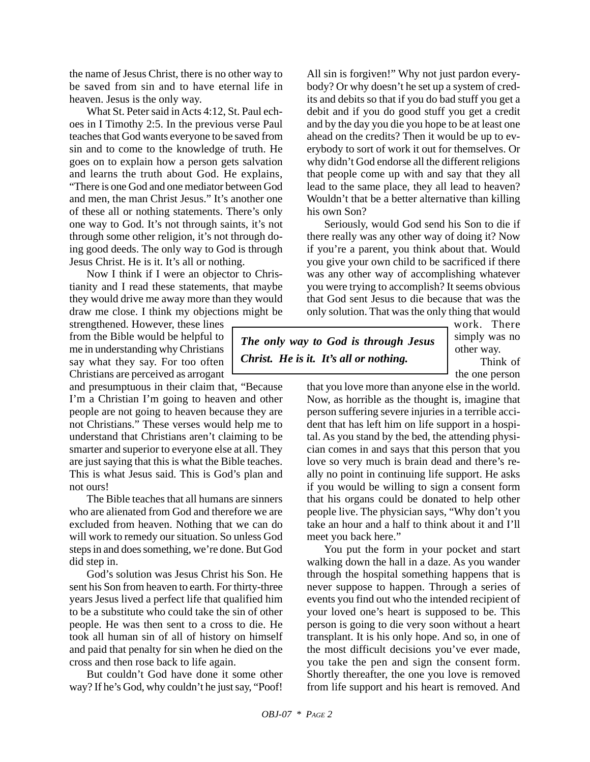the name of Jesus Christ, there is no other way to be saved from sin and to have eternal life in heaven. Jesus is the only way.

What St. Peter said in Acts 4:12, St. Paul echoes in I Timothy 2:5. In the previous verse Paul teaches that God wants everyone to be saved from sin and to come to the knowledge of truth. He goes on to explain how a person gets salvation and learns the truth about God. He explains, "There is one God and one mediator between God and men, the man Christ Jesus." It's another one of these all or nothing statements. There's only one way to God. It's not through saints, it's not through some other religion, it's not through doing good deeds. The only way to God is through Jesus Christ. He is it. It's all or nothing.

Now I think if I were an objector to Christianity and I read these statements, that maybe they would drive me away more than they would draw me close. I think my objections might be strengthened. However, these lines from the Bible would be helpful to me in understanding why Christians say what they say. For too often Christians are perceived as arrogant and presumptuous in their claim that, "Because I'm a Christian I'm going to heaven and other people are not going to heaven because they are not Christians." These verses would help me to understand that Christians aren't claiming to be smarter and superior to everyone else at all. They are just saying that this is what the Bible teaches. This is what Jesus said. This is God's plan and not ours!

The Bible teaches that all humans are sinners who are alienated from God and therefore we are excluded from heaven. Nothing that we can do will work to remedy our situation. So unless God steps in and does something, we're done. But God did step in.

God's solution was Jesus Christ his Son. He sent his Son from heaven to earth. For thirty-three years Jesus lived a perfect life that qualified him to be a substitute who could take the sin of other people. He was then sent to a cross to die. He took all human sin of all of history on himself and paid that penalty for sin when he died on the cross and then rose back to life again.

But couldn't God have done it some other way? If he's God, why couldn't he just say, "Poof! All sin is forgiven!" Why not just pardon everybody? Or why doesn't he set up a system of credits and debits so that if you do bad stuff you get a debit and if you do good stuff you get a credit and by the day you die you hope to be at least one ahead on the credits? Then it would be up to everybody to sort of work it out for themselves. Or why didn't God endorse all the different religions that people come up with and say that they all lead to the same place, they all lead to heaven? Wouldn't that be a better alternative than killing his own Son?

Seriously, would God send his Son to die if there really was any other way of doing it? Now if you're a parent, you think about that. Would you give your own child to be sacrificed if there was any other way of accomplishing whatever you were trying to accomplish? It seems obvious that God sent Jesus to die because that was the only solution. That was the only thing that would work. There simply was no other way.

> ***The only way to God is through Jesus Christ. He is it. It's all or nothing.***

Think of the one person that you love more than anyone else in the world. Now, as horrible as the thought is, imagine that person suffering severe injuries in a terrible accident that has left him on life support in a hospital. As you stand by the bed, the attending physician comes in and says that this person that you love so very much is brain dead and there's really no point in continuing life support. He asks if you would be willing to sign a consent form that his organs could be donated to help other people live. The physician says, "Why don't you take an hour and a half to think about it and I'll meet you back here."

You put the form in your pocket and start walking down the hall in a daze. As you wander through the hospital something happens that is never suppose to happen. Through a series of events you find out who the intended recipient of your loved one's heart is supposed to be. This person is going to die very soon without a heart transplant. It is his only hope. And so, in one of the most difficult decisions you've ever made, you take the pen and sign the consent form. Shortly thereafter, the one you love is removed from life support and his heart is removed. And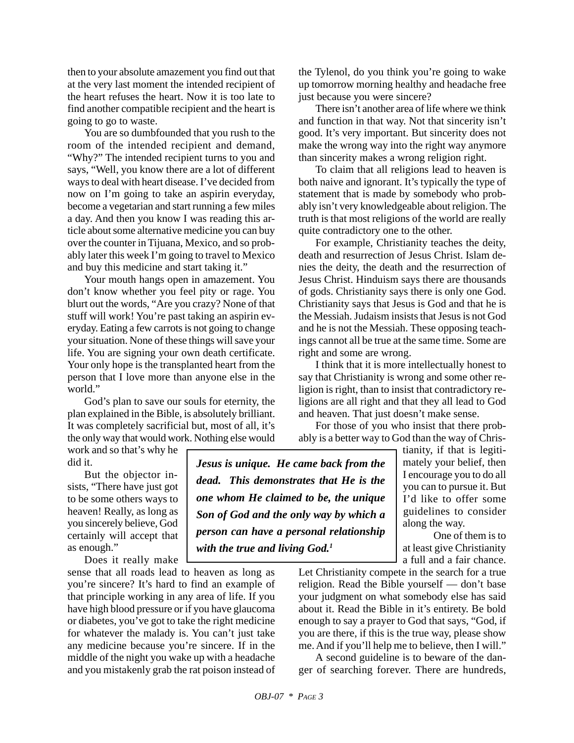then to your absolute amazement you find out that at the very last moment the intended recipient of the heart refuses the heart. Now it is too late to find another compatible recipient and the heart is going to go to waste.

You are so dumbfounded that you rush to the room of the intended recipient and demand, "Why?" The intended recipient turns to you and says, "Well, you know there are a lot of different ways to deal with heart disease. I've decided from now on I'm going to take an aspirin everyday, become a vegetarian and start running a few miles a day. And then you know I was reading this article about some alternative medicine you can buy over the counter in Tijuana, Mexico, and so probably later this week I'm going to travel to Mexico and buy this medicine and start taking it."

Your mouth hangs open in amazement. You don't know whether you feel pity or rage. You blurt out the words, "Are you crazy? None of that stuff will work! You're past taking an aspirin everyday. Eating a few carrots is not going to change your situation. None of these things will save your life. You are signing your own death certificate. Your only hope is the transplanted heart from the person that I love more than anyone else in the world."

God's plan to save our souls for eternity, the plan explained in the Bible, is absolutely brilliant. It was completely sacrificial but, most of all, it's the only way that would work. Nothing else would work and so that's why he did it.

But the objector insists, "There have just got to be some others ways to heaven! Really, as long as you sincerely believe, God certainly will accept that as enough."

Does it really make sense that all roads lead to heaven as long as you're sincere? It's hard to find an example of that principle working in any area of life. If you have high blood pressure or if you have glaucoma or diabetes, you've got to take the right medicine for whatever the malady is. You can't just take any medicine because you're sincere. If in the middle of the night you wake up with a headache and you mistakenly grab the rat poison instead of the Tylenol, do you think you're going to wake up tomorrow morning healthy and headache free just because you were sincere?

There isn't another area of life where we think and function in that way. Not that sincerity isn't good. It's very important. But sincerity does not make the wrong way into the right way anymore than sincerity makes a wrong religion right.

To claim that all religions lead to heaven is both naive and ignorant. It's typically the type of statement that is made by somebody who probably isn't very knowledgeable about religion. The truth is that most religions of the world are really quite contradictory one to the other.

For example, Christianity teaches the deity, death and resurrection of Jesus Christ. Islam denies the deity, the death and the resurrection of Jesus Christ. Hinduism says there are thousands of gods. Christianity says there is only one God. Christianity says that Jesus is God and that he is the Messiah. Judaism insists that Jesus is not God and he is not the Messiah. These opposing teachings cannot all be true at the same time. Some are right and some are wrong.

I think that it is more intellectually honest to say that Christianity is wrong and some other religion is right, than to insist that contradictory religions are all right and that they all lead to God and heaven. That just doesn't make sense.

For those of you who insist that there probably is a better way to God than the way of Christianity, if that is legitimately your belief, then I encourage you to do all you can to pursue it. But I'd like to offer some guidelines to consider along the way.

> ***Jesus is unique. He came back from the dead. This demonstrates that He is the one whom He claimed to be, the unique Son of God and the only way by which a person can have a personal relationship with the true and living God.[1]***

One of them is to at least give Christianity a full and a fair chance. Let Christianity compete in the search for a true religion. Read the Bible yourself — don't base your judgment on what somebody else has said about it. Read the Bible in it's entirety. Be bold enough to say a prayer to God that says, "God, if you are there, if this is the true way, please show me. And if you'll help me to believe, then I will."

A second guideline is to beware of the danger of searching forever. There are hundreds,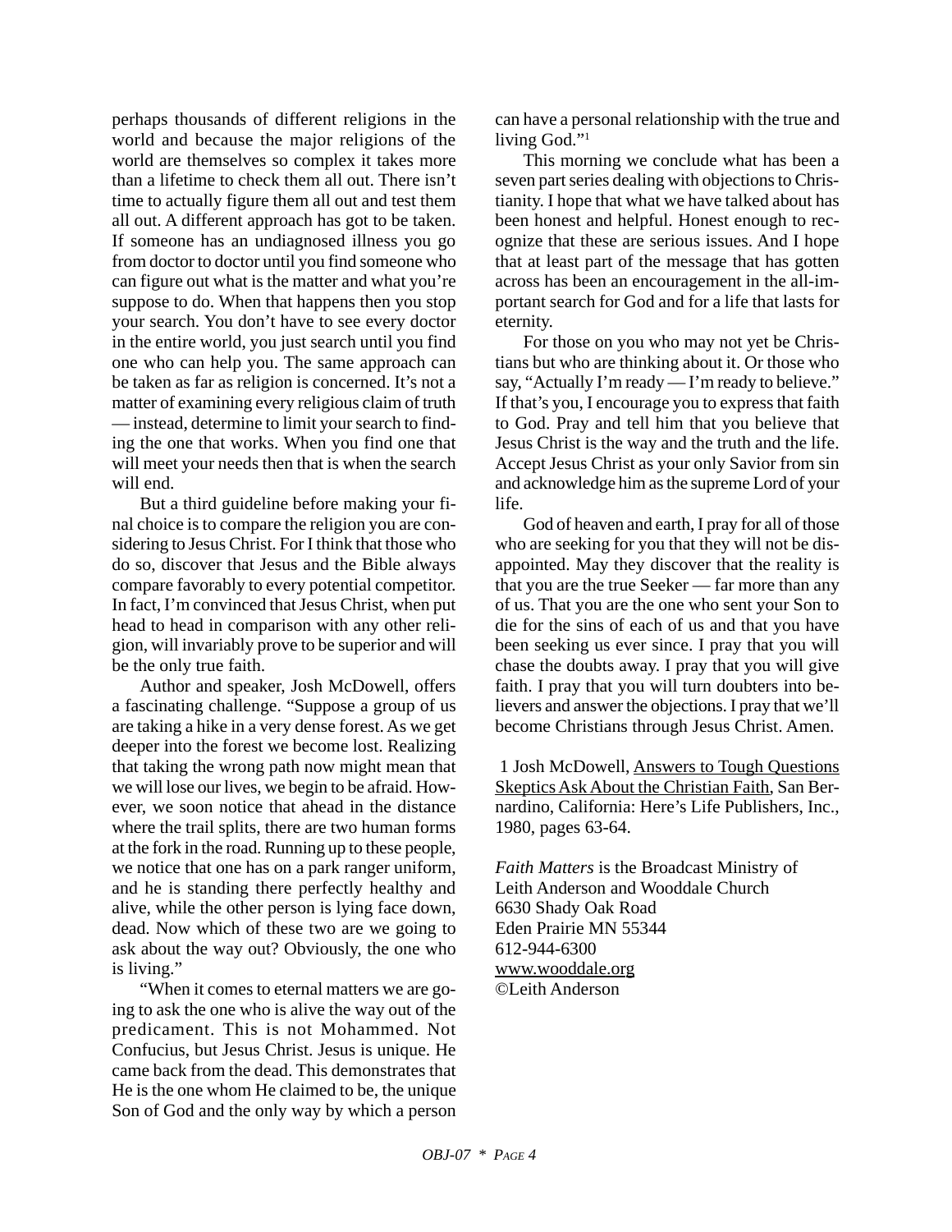perhaps thousands of different religions in the world and because the major religions of the world are themselves so complex it takes more than a lifetime to check them all out. There isn't time to actually figure them all out and test them all out. A different approach has got to be taken. If someone has an undiagnosed illness you go from doctor to doctor until you find someone who can figure out what is the matter and what you're suppose to do. When that happens then you stop your search. You don't have to see every doctor in the entire world, you just search until you find one who can help you. The same approach can be taken as far as religion is concerned. It's not a matter of examining every religious claim of truth — instead, determine to limit your search to finding the one that works. When you find one that will meet your needs then that is when the search will end.

But a third guideline before making your final choice is to compare the religion you are considering to Jesus Christ. For I think that those who do so, discover that Jesus and the Bible always compare favorably to every potential competitor. In fact, I'm convinced that Jesus Christ, when put head to head in comparison with any other religion, will invariably prove to be superior and will be the only true faith.

Author and speaker, Josh McDowell, offers a fascinating challenge. "Suppose a group of us are taking a hike in a very dense forest. As we get deeper into the forest we become lost. Realizing that taking the wrong path now might mean that we will lose our lives, we begin to be afraid. However, we soon notice that ahead in the distance where the trail splits, there are two human forms at the fork in the road. Running up to these people, we notice that one has on a park ranger uniform, and he is standing there perfectly healthy and alive, while the other person is lying face down, dead. Now which of these two are we going to ask about the way out? Obviously, the one who is living."

"When it comes to eternal matters we are going to ask the one who is alive the way out of the predicament. This is not Mohammed. Not Confucius, but Jesus Christ. Jesus is unique. He came back from the dead. This demonstrates that He is the one whom He claimed to be, the unique Son of God and the only way by which a person can have a personal relationship with the true and living God."[1]

This morning we conclude what has been a seven part series dealing with objections to Christianity. I hope that what we have talked about has been honest and helpful. Honest enough to recognize that these are serious issues. And I hope that at least part of the message that has gotten across has been an encouragement in the all-important search for God and for a life that lasts for eternity.

For those on you who may not yet be Christians but who are thinking about it. Or those who say, "Actually I'm ready — I'm ready to believe." If that's you, I encourage you to express that faith to God. Pray and tell him that you believe that Jesus Christ is the way and the truth and the life. Accept Jesus Christ as your only Savior from sin and acknowledge him as the supreme Lord of your life.

God of heaven and earth, I pray for all of those who are seeking for you that they will not be disappointed. May they discover that the reality is that you are the true Seeker — far more than any of us. That you are the one who sent your Son to die for the sins of each of us and that you have been seeking us ever since. I pray that you will chase the doubts away. I pray that you will give faith. I pray that you will turn doubters into believers and answer the objections. I pray that we'll become Christians through Jesus Christ. Amen.

1 Josh McDowell, Answers to Tough Questions Skeptics Ask About the Christian Faith, San Bernardino, California: Here's Life Publishers, Inc., 1980, pages 63-64.

*Faith Matters* is the Broadcast Ministry of
Leith Anderson and Wooddale Church
6630 Shady Oak Road
Eden Prairie MN 55344
612-944-6300
www.wooddale.org
©Leith Anderson